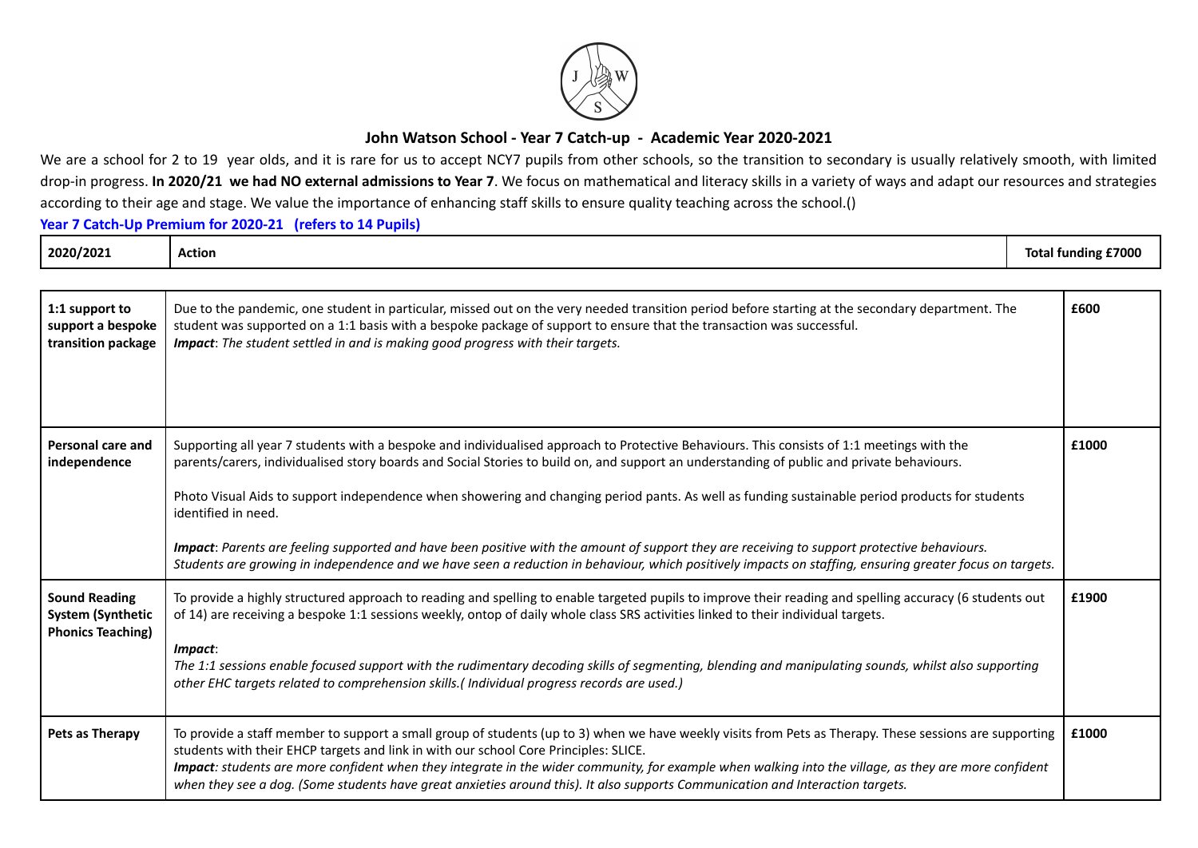# John Watson School - Year 7 Catch-up - Academic Year 2020-2021

We are a school for 2 to 19 year olds, and it is rare for us to accept NCY7 pupils from other schools, so the transition to secondary is usually relatively smooth, with limited drop-in progress. **In 2020/21 we had NO external admissions to Year 7**. We focus on mathematical and literacy skills in a variety of ways and adapt our resources and strategies according to their age and stage. We value the importance of enhancing staff skills to ensure quality teaching across the school.()

**Year 7 Catch-Up Premium for 2020-21 (refers to 14 Pupils)**

| 2020/2021 | Action | Total funding £7000 |
|---|---|---|
| **1:1 support to support a bespoke transition package** | Due to the pandemic, one student in particular, missed out on the very needed transition period before starting at the secondary department. The student was supported on a 1:1 basis with a bespoke package of support to ensure that the transaction was successful.<br>***Impact***: *The student settled in and is making good progress with their targets.* | **£600** |
| **Personal care and independence** | Supporting all year 7 students with a bespoke and individualised approach to Protective Behaviours. This consists of 1:1 meetings with the parents/carers, individualised story boards and Social Stories to build on, and support an understanding of public and private behaviours.<br><br>Photo Visual Aids to support independence when showering and changing period pants. As well as funding sustainable period products for students identified in need.<br><br>***Impact***: *Parents are feeling supported and have been positive with the amount of support they are receiving to support protective behaviours. Students are growing in independence and we have seen a reduction in behaviour, which positively impacts on staffing, ensuring greater focus on targets.* | **£1000** |
| **Sound Reading System (Synthetic Phonics Teaching)** | To provide a highly structured approach to reading and spelling to enable targeted pupils to improve their reading and spelling accuracy (6 students out of 14) are receiving a bespoke 1:1 sessions weekly, ontop of daily whole class SRS activities linked to their individual targets.<br><br>***Impact***:<br>*The 1:1 sessions enable focused support with the rudimentary decoding skills of segmenting, blending and manipulating sounds, whilst also supporting other EHC targets related to comprehension skills.( Individual progress records are used.)* | **£1900** |
| **Pets as Therapy** | To provide a staff member to support a small group of students (up to 3) when we have weekly visits from Pets as Therapy. These sessions are supporting students with their EHCP targets and link in with our school Core Principles: SLICE.<br>***Impact****: students are more confident when they integrate in the wider community, for example when walking into the village, as they are more confident when they see a dog. (Some students have great anxieties around this). It also supports Communication and Interaction targets.* | **£1000** |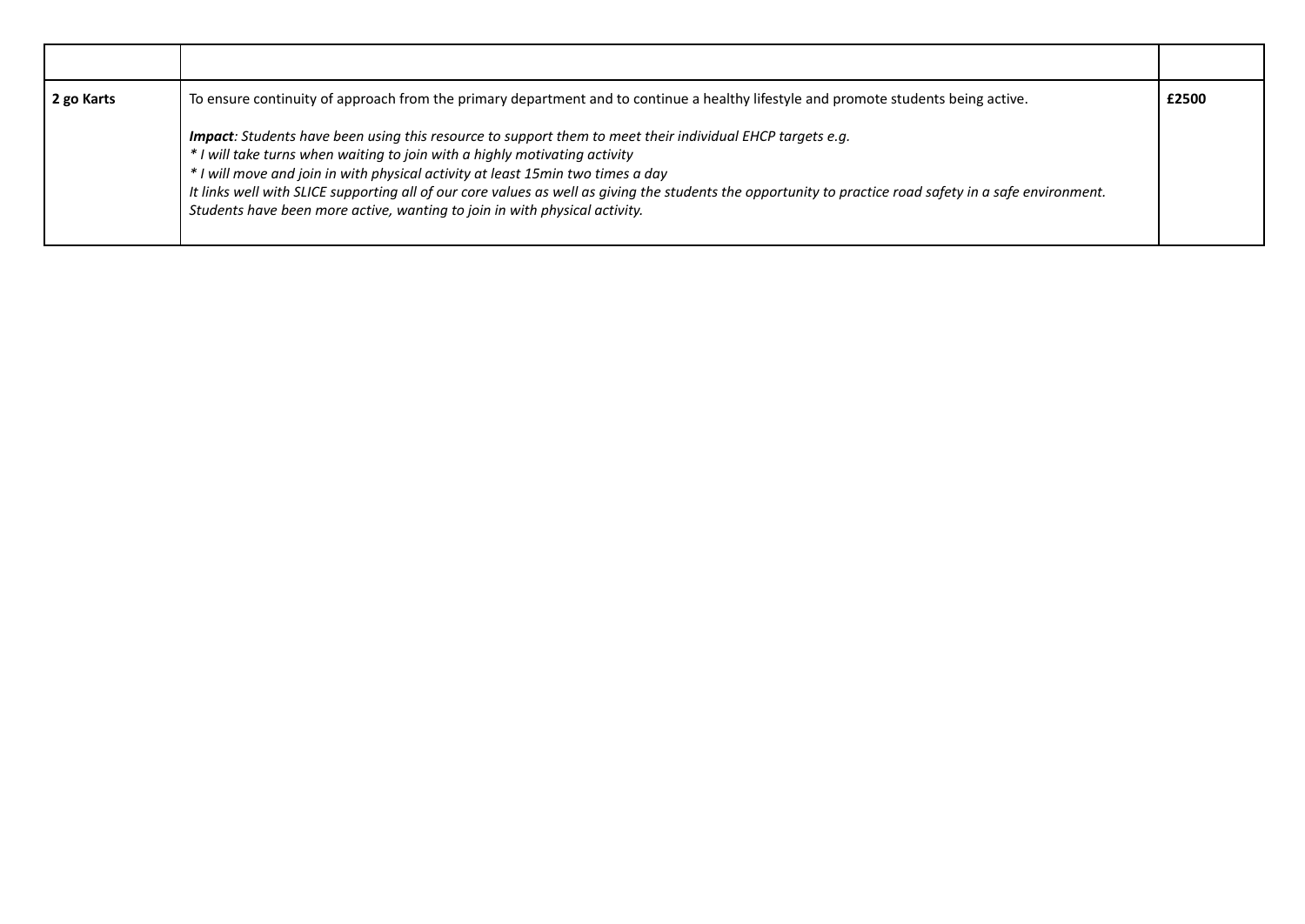| | | |
|---|---|---|
| **2 go Karts** | To ensure continuity of approach from the primary department and to continue a healthy lifestyle and promote students being active.<br><br>***Impact**: Students have been using this resource to support them to meet their individual EHCP targets e.g.*<br>*\* I will take turns when waiting to join with a highly motivating activity*<br>*\* I will move and join in with physical activity at least 15min two times a day*<br>*It links well with SLICE supporting all of our core values as well as giving the students the opportunity to practice road safety in a safe environment.*<br>*Students have been more active, wanting to join in with physical activity.* | **£2500** |